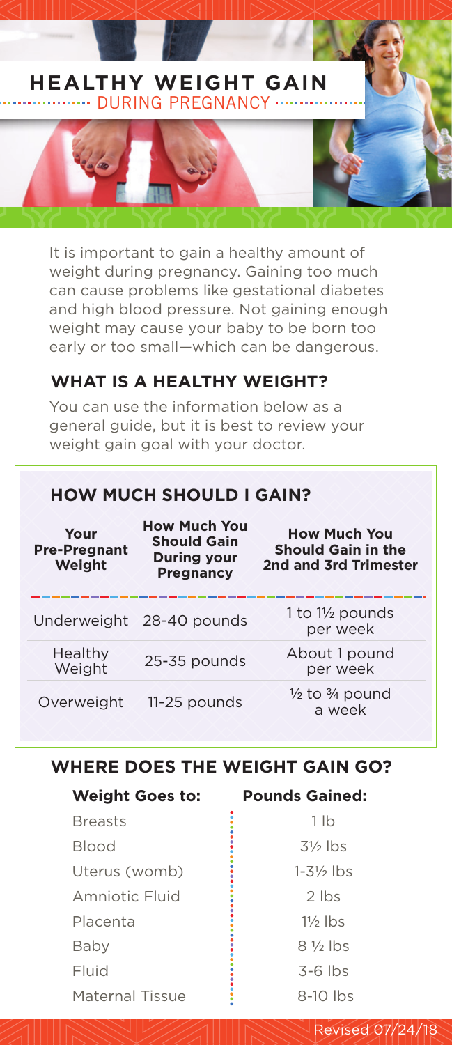# HEALTHY WEIGHT GAIN

DURING PREGNANCY

It is important to gain a healthy amount of weight during pregnancy. Gaining too much can cause problems like gestational diabetes and high blood pressure. Not gaining enough weight may cause your baby to be born too early or too small—which can be dangerous.

## WHAT IS A HEALTHY WEIGHT?

You can use the information below as a general guide, but it is best to review your weight gain goal with your doctor.

### HOW MUCH SHOULD I GAIN?

| Your Pre-Pregnant Weight | How Much You Should Gain During your Pregnancy | How Much You Should Gain in the 2nd and 3rd Trimester |
|---|---|---|
| Underweight | 28-40 pounds | 1 to 1½ pounds per week |
| Healthy Weight | 25-35 pounds | About 1 pound per week |
| Overweight | 11-25 pounds | ½ to ¾ pound a week |

## WHERE DOES THE WEIGHT GAIN GO?

| Weight Goes to: | Pounds Gained: |
|---|---|
| Breasts | 1 lb |
| Blood | 3½ lbs |
| Uterus (womb) | 1-3½ lbs |
| Amniotic Fluid | 2 lbs |
| Placenta | 1½ lbs |
| Baby | 8 ½ lbs |
| Fluid | 3-6 lbs |
| Maternal Tissue | 8-10 lbs |

Revised 07/24/18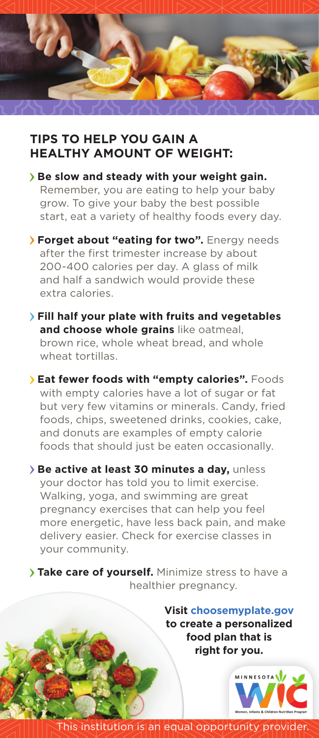## TIPS TO HELP YOU GAIN A HEALTHY AMOUNT OF WEIGHT:

- **Be slow and steady with your weight gain.** Remember, you are eating to help your baby grow. To give your baby the best possible start, eat a variety of healthy foods every day.
- **Forget about "eating for two".** Energy needs after the first trimester increase by about 200-400 calories per day. A glass of milk and half a sandwich would provide these extra calories.
- **Fill half your plate with fruits and vegetables and choose whole grains** like oatmeal, brown rice, whole wheat bread, and whole wheat tortillas.
- **Eat fewer foods with "empty calories".** Foods with empty calories have a lot of sugar or fat but very few vitamins or minerals. Candy, fried foods, chips, sweetened drinks, cookies, cake, and donuts are examples of empty calorie foods that should just be eaten occasionally.
- **Be active at least 30 minutes a day,** unless your doctor has told you to limit exercise. Walking, yoga, and swimming are great pregnancy exercises that can help you feel more energetic, have less back pain, and make delivery easier. Check for exercise classes in your community.
- **Take care of yourself.** Minimize stress to have a healthier pregnancy.

**Visit choosemyplate.gov to create a personalized food plan that is right for you.**

MINNESOTA WIC

Women, Infants & Children Nutrition Program

This institution is an equal opportunity provider.